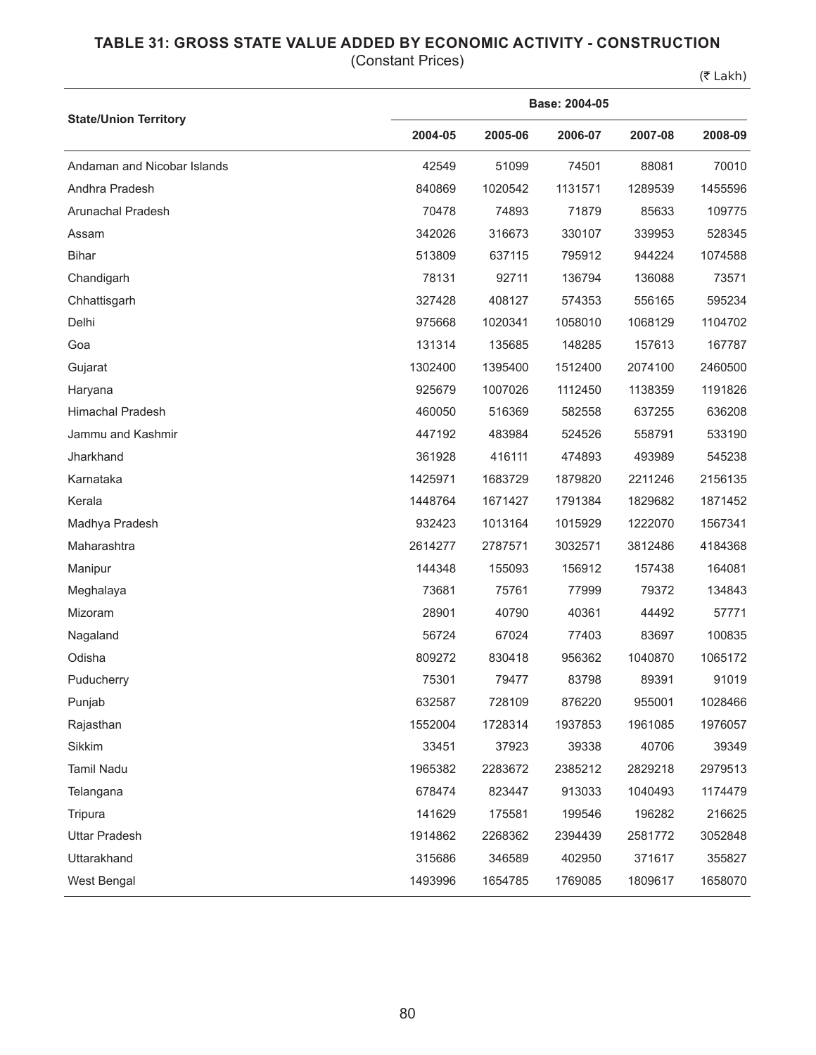# TABLE 31: GROSS STATE VALUE ADDED BY ECONOMIC ACTIVITY - CONSTRUCTION

(Constant Prices)

(₹ Lakh)

| State/Union Territory | Base: 2004-05 | | | | |
|---|---|---|---|---|---|
| | 2004-05 | 2005-06 | 2006-07 | 2007-08 | 2008-09 |
| Andaman and Nicobar Islands | 42549 | 51099 | 74501 | 88081 | 70010 |
| Andhra Pradesh | 840869 | 1020542 | 1131571 | 1289539 | 1455596 |
| Arunachal Pradesh | 70478 | 74893 | 71879 | 85633 | 109775 |
| Assam | 342026 | 316673 | 330107 | 339953 | 528345 |
| Bihar | 513809 | 637115 | 795912 | 944224 | 1074588 |
| Chandigarh | 78131 | 92711 | 136794 | 136088 | 73571 |
| Chhattisgarh | 327428 | 408127 | 574353 | 556165 | 595234 |
| Delhi | 975668 | 1020341 | 1058010 | 1068129 | 1104702 |
| Goa | 131314 | 135685 | 148285 | 157613 | 167787 |
| Gujarat | 1302400 | 1395400 | 1512400 | 2074100 | 2460500 |
| Haryana | 925679 | 1007026 | 1112450 | 1138359 | 1191826 |
| Himachal Pradesh | 460050 | 516369 | 582558 | 637255 | 636208 |
| Jammu and Kashmir | 447192 | 483984 | 524526 | 558791 | 533190 |
| Jharkhand | 361928 | 416111 | 474893 | 493989 | 545238 |
| Karnataka | 1425971 | 1683729 | 1879820 | 2211246 | 2156135 |
| Kerala | 1448764 | 1671427 | 1791384 | 1829682 | 1871452 |
| Madhya Pradesh | 932423 | 1013164 | 1015929 | 1222070 | 1567341 |
| Maharashtra | 2614277 | 2787571 | 3032571 | 3812486 | 4184368 |
| Manipur | 144348 | 155093 | 156912 | 157438 | 164081 |
| Meghalaya | 73681 | 75761 | 77999 | 79372 | 134843 |
| Mizoram | 28901 | 40790 | 40361 | 44492 | 57771 |
| Nagaland | 56724 | 67024 | 77403 | 83697 | 100835 |
| Odisha | 809272 | 830418 | 956362 | 1040870 | 1065172 |
| Puducherry | 75301 | 79477 | 83798 | 89391 | 91019 |
| Punjab | 632587 | 728109 | 876220 | 955001 | 1028466 |
| Rajasthan | 1552004 | 1728314 | 1937853 | 1961085 | 1976057 |
| Sikkim | 33451 | 37923 | 39338 | 40706 | 39349 |
| Tamil Nadu | 1965382 | 2283672 | 2385212 | 2829218 | 2979513 |
| Telangana | 678474 | 823447 | 913033 | 1040493 | 1174479 |
| Tripura | 141629 | 175581 | 199546 | 196282 | 216625 |
| Uttar Pradesh | 1914862 | 2268362 | 2394439 | 2581772 | 3052848 |
| Uttarakhand | 315686 | 346589 | 402950 | 371617 | 355827 |
| West Bengal | 1493996 | 1654785 | 1769085 | 1809617 | 1658070 |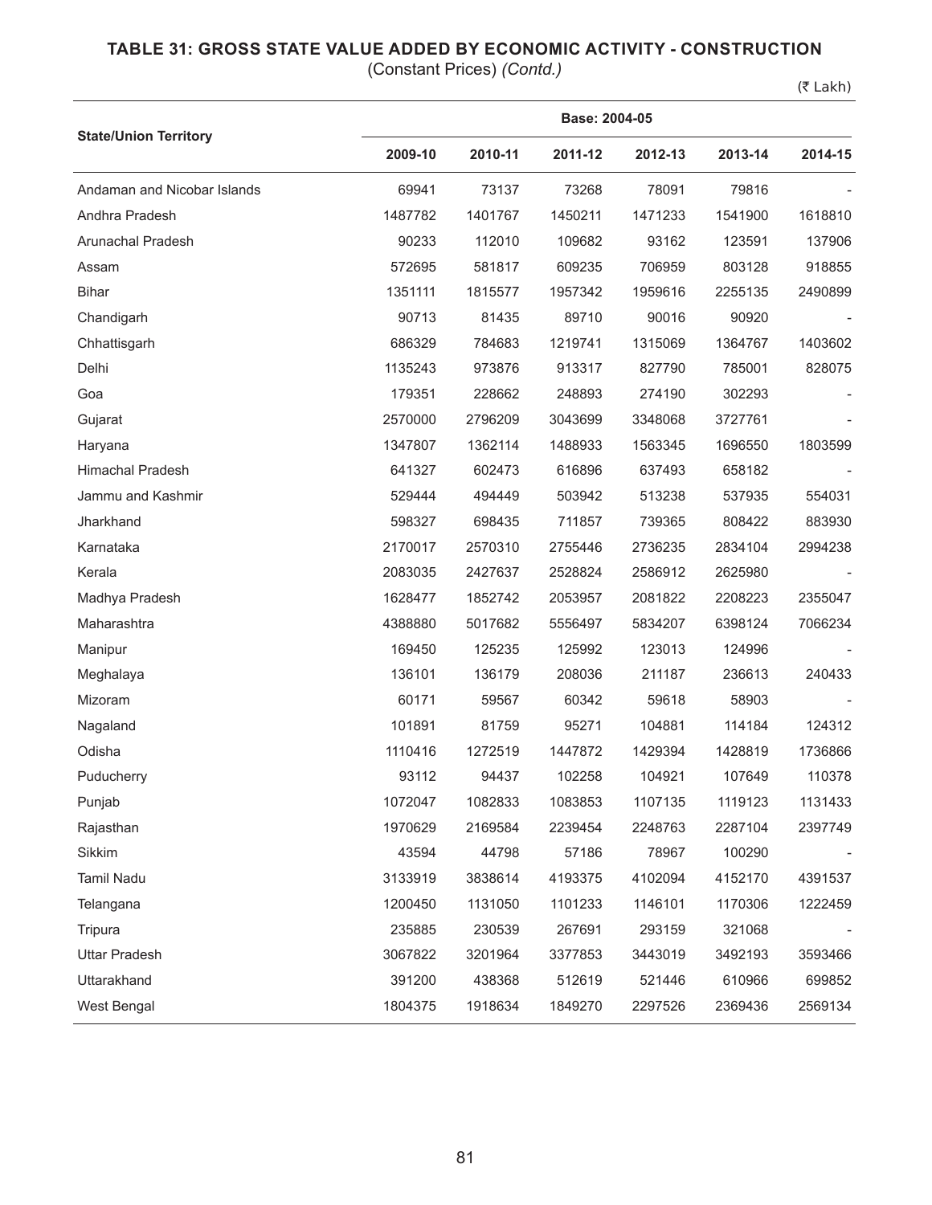## TABLE 31: GROSS STATE VALUE ADDED BY ECONOMIC ACTIVITY - CONSTRUCTION

(Constant Prices) *(Contd.)*

(₹ Lakh)

| State/Union Territory | Base: 2004-05 | | | | | |
|---|---|---|---|---|---|---|
| | 2009-10 | 2010-11 | 2011-12 | 2012-13 | 2013-14 | 2014-15 |
| Andaman and Nicobar Islands | 69941 | 73137 | 73268 | 78091 | 79816 | - |
| Andhra Pradesh | 1487782 | 1401767 | 1450211 | 1471233 | 1541900 | 1618810 |
| Arunachal Pradesh | 90233 | 112010 | 109682 | 93162 | 123591 | 137906 |
| Assam | 572695 | 581817 | 609235 | 706959 | 803128 | 918855 |
| Bihar | 1351111 | 1815577 | 1957342 | 1959616 | 2255135 | 2490899 |
| Chandigarh | 90713 | 81435 | 89710 | 90016 | 90920 | - |
| Chhattisgarh | 686329 | 784683 | 1219741 | 1315069 | 1364767 | 1403602 |
| Delhi | 1135243 | 973876 | 913317 | 827790 | 785001 | 828075 |
| Goa | 179351 | 228662 | 248893 | 274190 | 302293 | - |
| Gujarat | 2570000 | 2796209 | 3043699 | 3348068 | 3727761 | - |
| Haryana | 1347807 | 1362114 | 1488933 | 1563345 | 1696550 | 1803599 |
| Himachal Pradesh | 641327 | 602473 | 616896 | 637493 | 658182 | - |
| Jammu and Kashmir | 529444 | 494449 | 503942 | 513238 | 537935 | 554031 |
| Jharkhand | 598327 | 698435 | 711857 | 739365 | 808422 | 883930 |
| Karnataka | 2170017 | 2570310 | 2755446 | 2736235 | 2834104 | 2994238 |
| Kerala | 2083035 | 2427637 | 2528824 | 2586912 | 2625980 | - |
| Madhya Pradesh | 1628477 | 1852742 | 2053957 | 2081822 | 2208223 | 2355047 |
| Maharashtra | 4388880 | 5017682 | 5556497 | 5834207 | 6398124 | 7066234 |
| Manipur | 169450 | 125235 | 125992 | 123013 | 124996 | - |
| Meghalaya | 136101 | 136179 | 208036 | 211187 | 236613 | 240433 |
| Mizoram | 60171 | 59567 | 60342 | 59618 | 58903 | - |
| Nagaland | 101891 | 81759 | 95271 | 104881 | 114184 | 124312 |
| Odisha | 1110416 | 1272519 | 1447872 | 1429394 | 1428819 | 1736866 |
| Puducherry | 93112 | 94437 | 102258 | 104921 | 107649 | 110378 |
| Punjab | 1072047 | 1082833 | 1083853 | 1107135 | 1119123 | 1131433 |
| Rajasthan | 1970629 | 2169584 | 2239454 | 2248763 | 2287104 | 2397749 |
| Sikkim | 43594 | 44798 | 57186 | 78967 | 100290 | - |
| Tamil Nadu | 3133919 | 3838614 | 4193375 | 4102094 | 4152170 | 4391537 |
| Telangana | 1200450 | 1131050 | 1101233 | 1146101 | 1170306 | 1222459 |
| Tripura | 235885 | 230539 | 267691 | 293159 | 321068 | - |
| Uttar Pradesh | 3067822 | 3201964 | 3377853 | 3443019 | 3492193 | 3593466 |
| Uttarakhand | 391200 | 438368 | 512619 | 521446 | 610966 | 699852 |
| West Bengal | 1804375 | 1918634 | 1849270 | 2297526 | 2369436 | 2569134 |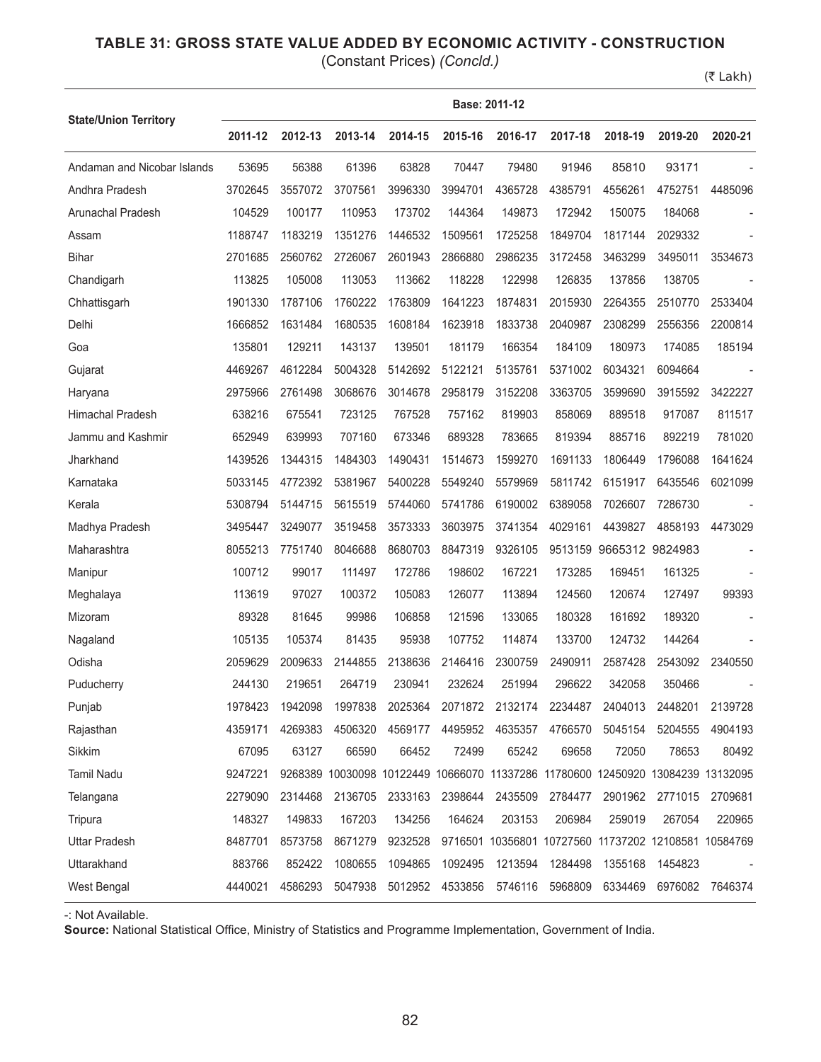## TABLE 31: GROSS STATE VALUE ADDED BY ECONOMIC ACTIVITY - CONSTRUCTION

(Constant Prices) *(Concld.)*

(₹ Lakh)

| State/Union Territory | Base: 2011-12 | | | | | | | | | |
|---|---|---|---|---|---|---|---|---|---|---|
| | 2011-12 | 2012-13 | 2013-14 | 2014-15 | 2015-16 | 2016-17 | 2017-18 | 2018-19 | 2019-20 | 2020-21 |
| Andaman and Nicobar Islands | 53695 | 56388 | 61396 | 63828 | 70447 | 79480 | 91946 | 85810 | 93171 | - |
| Andhra Pradesh | 3702645 | 3557072 | 3707561 | 3996330 | 3994701 | 4365728 | 4385791 | 4556261 | 4752751 | 4485096 |
| Arunachal Pradesh | 104529 | 100177 | 110953 | 173702 | 144364 | 149873 | 172942 | 150075 | 184068 | - |
| Assam | 1188747 | 1183219 | 1351276 | 1446532 | 1509561 | 1725258 | 1849704 | 1817144 | 2029332 | - |
| Bihar | 2701685 | 2560762 | 2726067 | 2601943 | 2866880 | 2986235 | 3172458 | 3463299 | 3495011 | 3534673 |
| Chandigarh | 113825 | 105008 | 113053 | 113662 | 118228 | 122998 | 126835 | 137856 | 138705 | - |
| Chhattisgarh | 1901330 | 1787106 | 1760222 | 1763809 | 1641223 | 1874831 | 2015930 | 2264355 | 2510770 | 2533404 |
| Delhi | 1666852 | 1631484 | 1680535 | 1608184 | 1623918 | 1833738 | 2040987 | 2308299 | 2556356 | 2200814 |
| Goa | 135801 | 129211 | 143137 | 139501 | 181179 | 166354 | 184109 | 180973 | 174085 | 185194 |
| Gujarat | 4469267 | 4612284 | 5004328 | 5142692 | 5122121 | 5135761 | 5371002 | 6034321 | 6094664 | - |
| Haryana | 2975966 | 2761498 | 3068676 | 3014678 | 2958179 | 3152208 | 3363705 | 3599690 | 3915592 | 3422227 |
| Himachal Pradesh | 638216 | 675541 | 723125 | 767528 | 757162 | 819903 | 858069 | 889518 | 917087 | 811517 |
| Jammu and Kashmir | 652949 | 639993 | 707160 | 673346 | 689328 | 783665 | 819394 | 885716 | 892219 | 781020 |
| Jharkhand | 1439526 | 1344315 | 1484303 | 1490431 | 1514673 | 1599270 | 1691133 | 1806449 | 1796088 | 1641624 |
| Karnataka | 5033145 | 4772392 | 5381967 | 5400228 | 5549240 | 5579969 | 5811742 | 6151917 | 6435546 | 6021099 |
| Kerala | 5308794 | 5144715 | 5615519 | 5744060 | 5741786 | 6190002 | 6389058 | 7026607 | 7286730 | - |
| Madhya Pradesh | 3495447 | 3249077 | 3519458 | 3573333 | 3603975 | 3741354 | 4029161 | 4439827 | 4858193 | 4473029 |
| Maharashtra | 8055213 | 7751740 | 8046688 | 8680703 | 8847319 | 9326105 | 9513159 | 9665312 | 9824983 | - |
| Manipur | 100712 | 99017 | 111497 | 172786 | 198602 | 167221 | 173285 | 169451 | 161325 | - |
| Meghalaya | 113619 | 97027 | 100372 | 105083 | 126077 | 113894 | 124560 | 120674 | 127497 | 99393 |
| Mizoram | 89328 | 81645 | 99986 | 106858 | 121596 | 133065 | 180328 | 161692 | 189320 | - |
| Nagaland | 105135 | 105374 | 81435 | 95938 | 107752 | 114874 | 133700 | 124732 | 144264 | - |
| Odisha | 2059629 | 2009633 | 2144855 | 2138636 | 2146416 | 2300759 | 2490911 | 2587428 | 2543092 | 2340550 |
| Puducherry | 244130 | 219651 | 264719 | 230941 | 232624 | 251994 | 296622 | 342058 | 350466 | - |
| Punjab | 1978423 | 1942098 | 1997838 | 2025364 | 2071872 | 2132174 | 2234487 | 2404013 | 2448201 | 2139728 |
| Rajasthan | 4359171 | 4269383 | 4506320 | 4569177 | 4495952 | 4635357 | 4766570 | 5045154 | 5204555 | 4904193 |
| Sikkim | 67095 | 63127 | 66590 | 66452 | 72499 | 65242 | 69658 | 72050 | 78653 | 80492 |
| Tamil Nadu | 9247221 | 9268389 | 10030098 | 10122449 | 10666070 | 11337286 | 11780600 | 12450920 | 13084239 | 13132095 |
| Telangana | 2279090 | 2314468 | 2136705 | 2333163 | 2398644 | 2435509 | 2784477 | 2901962 | 2771015 | 2709681 |
| Tripura | 148327 | 149833 | 167203 | 134256 | 164624 | 203153 | 206984 | 259019 | 267054 | 220965 |
| Uttar Pradesh | 8487701 | 8573758 | 8671279 | 9232528 | 9716501 | 10356801 | 10727560 | 11737202 | 12108581 | 10584769 |
| Uttarakhand | 883766 | 852422 | 1080655 | 1094865 | 1092495 | 1213594 | 1284498 | 1355168 | 1454823 | - |
| West Bengal | 4440021 | 4586293 | 5047938 | 5012952 | 4533856 | 5746116 | 5968809 | 6334469 | 6976082 | 7646374 |

-: Not Available.

**Source:** National Statistical Office, Ministry of Statistics and Programme Implementation, Government of India.